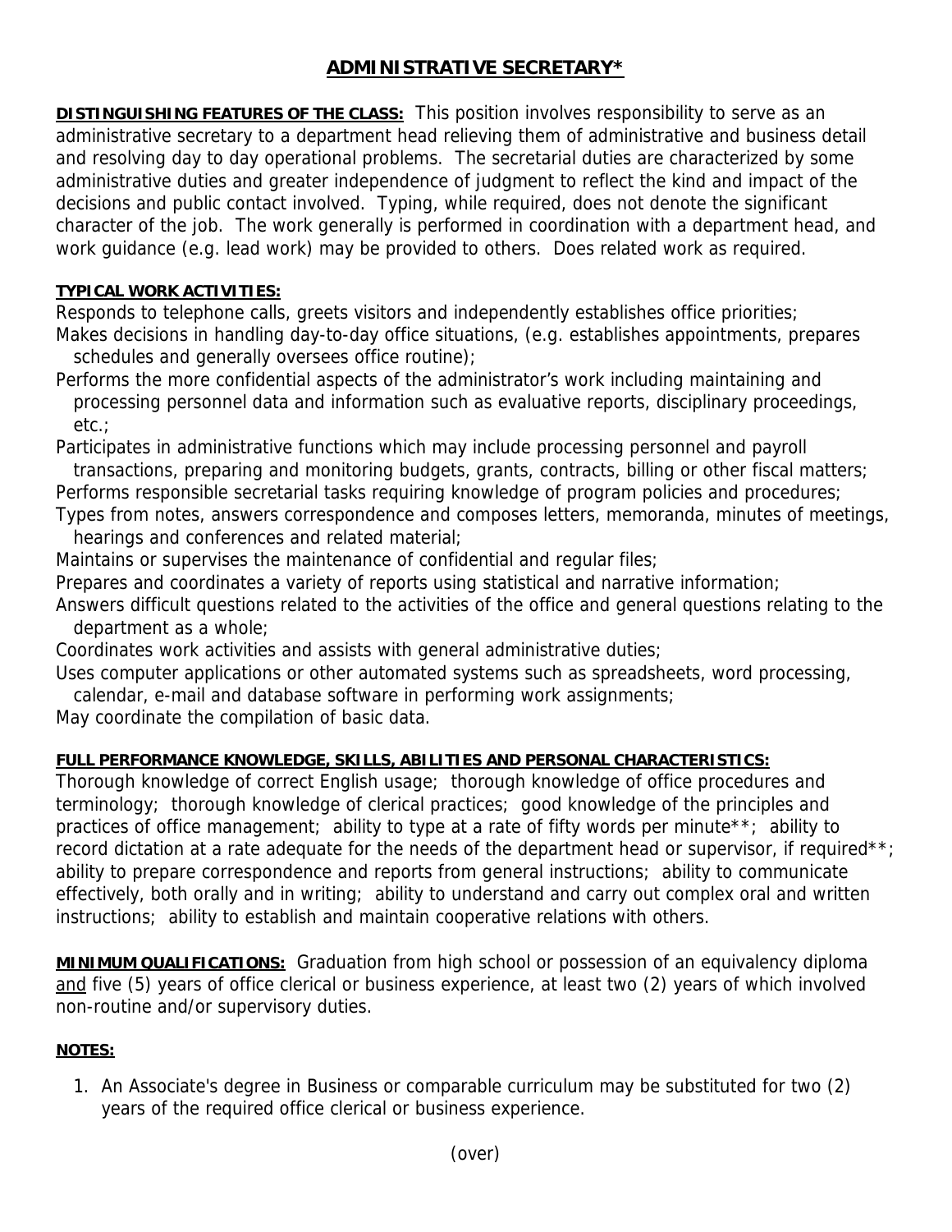# ADMINISTRATIVE SECRETARY*

**DISTINGUISHING FEATURES OF THE CLASS:** This position involves responsibility to serve as an administrative secretary to a department head relieving them of administrative and business detail and resolving day to day operational problems. The secretarial duties are characterized by some administrative duties and greater independence of judgment to reflect the kind and impact of the decisions and public contact involved. Typing, while required, does not denote the significant character of the job. The work generally is performed in coordination with a department head, and work guidance (e.g. lead work) may be provided to others. Does related work as required.

**TYPICAL WORK ACTIVITIES:**

Responds to telephone calls, greets visitors and independently establishes office priorities;
Makes decisions in handling day-to-day office situations, (e.g. establishes appointments, prepares schedules and generally oversees office routine);
Performs the more confidential aspects of the administrator's work including maintaining and processing personnel data and information such as evaluative reports, disciplinary proceedings, etc.;
Participates in administrative functions which may include processing personnel and payroll transactions, preparing and monitoring budgets, grants, contracts, billing or other fiscal matters;
Performs responsible secretarial tasks requiring knowledge of program policies and procedures;
Types from notes, answers correspondence and composes letters, memoranda, minutes of meetings, hearings and conferences and related material;
Maintains or supervises the maintenance of confidential and regular files;
Prepares and coordinates a variety of reports using statistical and narrative information;
Answers difficult questions related to the activities of the office and general questions relating to the department as a whole;
Coordinates work activities and assists with general administrative duties;
Uses computer applications or other automated systems such as spreadsheets, word processing, calendar, e-mail and database software in performing work assignments;
May coordinate the compilation of basic data.

**FULL PERFORMANCE KNOWLEDGE, SKILLS, ABILITIES AND PERSONAL CHARACTERISTICS:**
Thorough knowledge of correct English usage; thorough knowledge of office procedures and terminology; thorough knowledge of clerical practices; good knowledge of the principles and practices of office management; ability to type at a rate of fifty words per minute**; ability to record dictation at a rate adequate for the needs of the department head or supervisor, if required**; ability to prepare correspondence and reports from general instructions; ability to communicate effectively, both orally and in writing; ability to understand and carry out complex oral and written instructions; ability to establish and maintain cooperative relations with others.

**MINIMUM QUALIFICATIONS:** Graduation from high school or possession of an equivalency diploma and five (5) years of office clerical or business experience, at least two (2) years of which involved non-routine and/or supervisory duties.

**NOTES:**

1. An Associate's degree in Business or comparable curriculum may be substituted for two (2) years of the required office clerical or business experience.

(over)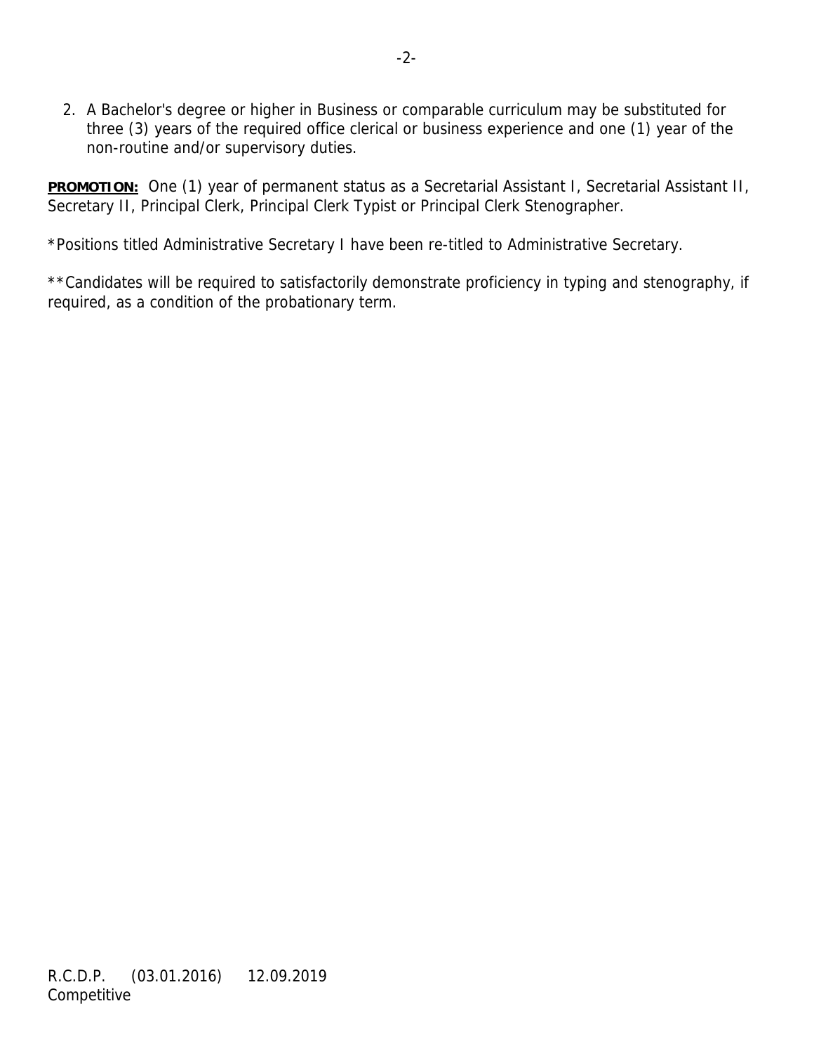2. A Bachelor's degree or higher in Business or comparable curriculum may be substituted for three (3) years of the required office clerical or business experience and one (1) year of the non-routine and/or supervisory duties.

**PROMOTION:** One (1) year of permanent status as a Secretarial Assistant I, Secretarial Assistant II, Secretary II, Principal Clerk, Principal Clerk Typist or Principal Clerk Stenographer.

*Positions titled Administrative Secretary I have been re-titled to Administrative Secretary.

**Candidates will be required to satisfactorily demonstrate proficiency in typing and stenography, if required, as a condition of the probationary term.

R.C.D.P. (03.01.2016) 12.09.2019
Competitive